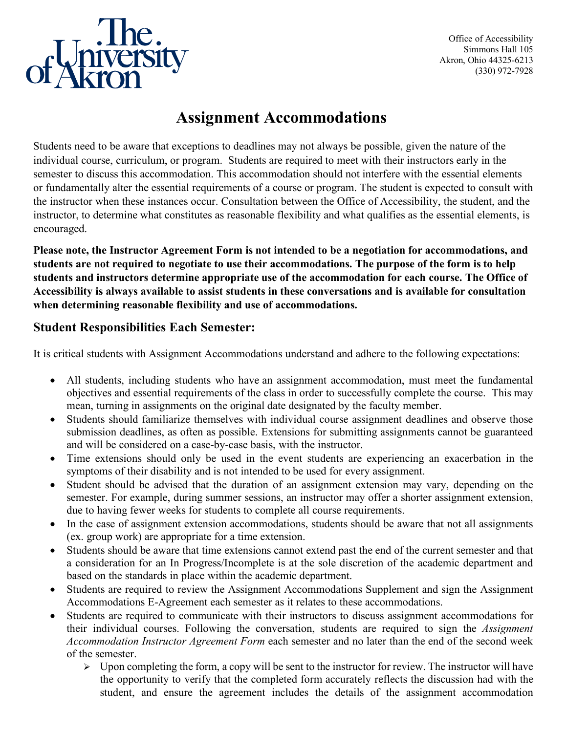The University of Akron

Office of Accessibility
Simmons Hall 105
Akron, Ohio 44325-6213
(330) 972-7928

# Assignment Accommodations

Students need to be aware that exceptions to deadlines may not always be possible, given the nature of the individual course, curriculum, or program. Students are required to meet with their instructors early in the semester to discuss this accommodation. This accommodation should not interfere with the essential elements or fundamentally alter the essential requirements of a course or program. The student is expected to consult with the instructor when these instances occur. Consultation between the Office of Accessibility, the student, and the instructor, to determine what constitutes as reasonable flexibility and what qualifies as the essential elements, is encouraged.

**Please note, the Instructor Agreement Form is not intended to be a negotiation for accommodations, and students are not required to negotiate to use their accommodations. The purpose of the form is to help students and instructors determine appropriate use of the accommodation for each course. The Office of Accessibility is always available to assist students in these conversations and is available for consultation when determining reasonable flexibility and use of accommodations.**

## Student Responsibilities Each Semester:

It is critical students with Assignment Accommodations understand and adhere to the following expectations:

- All students, including students who have an assignment accommodation, must meet the fundamental objectives and essential requirements of the class in order to successfully complete the course. This may mean, turning in assignments on the original date designated by the faculty member.
- Students should familiarize themselves with individual course assignment deadlines and observe those submission deadlines, as often as possible. Extensions for submitting assignments cannot be guaranteed and will be considered on a case-by-case basis, with the instructor.
- Time extensions should only be used in the event students are experiencing an exacerbation in the symptoms of their disability and is not intended to be used for every assignment.
- Student should be advised that the duration of an assignment extension may vary, depending on the semester. For example, during summer sessions, an instructor may offer a shorter assignment extension, due to having fewer weeks for students to complete all course requirements.
- In the case of assignment extension accommodations, students should be aware that not all assignments (ex. group work) are appropriate for a time extension.
- Students should be aware that time extensions cannot extend past the end of the current semester and that a consideration for an In Progress/Incomplete is at the sole discretion of the academic department and based on the standards in place within the academic department.
- Students are required to review the Assignment Accommodations Supplement and sign the Assignment Accommodations E-Agreement each semester as it relates to these accommodations.
- Students are required to communicate with their instructors to discuss assignment accommodations for their individual courses. Following the conversation, students are required to sign the *Assignment Accommodation Instructor Agreement Form* each semester and no later than the end of the second week of the semester.
  - Upon completing the form, a copy will be sent to the instructor for review. The instructor will have the opportunity to verify that the completed form accurately reflects the discussion had with the student, and ensure the agreement includes the details of the assignment accommodation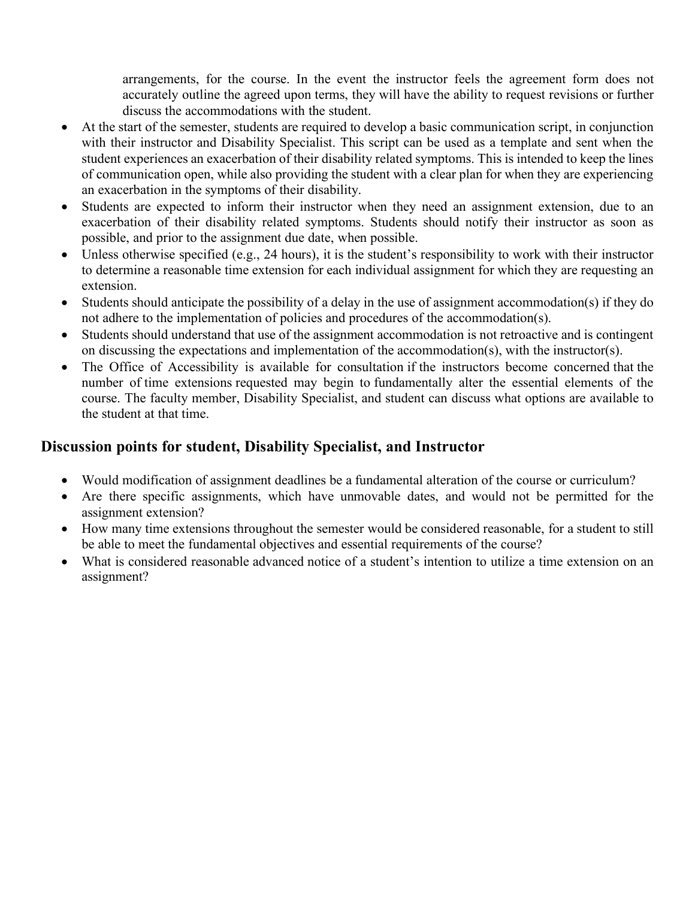arrangements, for the course. In the event the instructor feels the agreement form does not accurately outline the agreed upon terms, they will have the ability to request revisions or further discuss the accommodations with the student.

- At the start of the semester, students are required to develop a basic communication script, in conjunction with their instructor and Disability Specialist. This script can be used as a template and sent when the student experiences an exacerbation of their disability related symptoms. This is intended to keep the lines of communication open, while also providing the student with a clear plan for when they are experiencing an exacerbation in the symptoms of their disability.
- Students are expected to inform their instructor when they need an assignment extension, due to an exacerbation of their disability related symptoms. Students should notify their instructor as soon as possible, and prior to the assignment due date, when possible.
- Unless otherwise specified (e.g., 24 hours), it is the student's responsibility to work with their instructor to determine a reasonable time extension for each individual assignment for which they are requesting an extension.
- Students should anticipate the possibility of a delay in the use of assignment accommodation(s) if they do not adhere to the implementation of policies and procedures of the accommodation(s).
- Students should understand that use of the assignment accommodation is not retroactive and is contingent on discussing the expectations and implementation of the accommodation(s), with the instructor(s).
- The Office of Accessibility is available for consultation if the instructors become concerned that the number of time extensions requested may begin to fundamentally alter the essential elements of the course. The faculty member, Disability Specialist, and student can discuss what options are available to the student at that time.

## Discussion points for student, Disability Specialist, and Instructor

- Would modification of assignment deadlines be a fundamental alteration of the course or curriculum?
- Are there specific assignments, which have unmovable dates, and would not be permitted for the assignment extension?
- How many time extensions throughout the semester would be considered reasonable, for a student to still be able to meet the fundamental objectives and essential requirements of the course?
- What is considered reasonable advanced notice of a student's intention to utilize a time extension on an assignment?